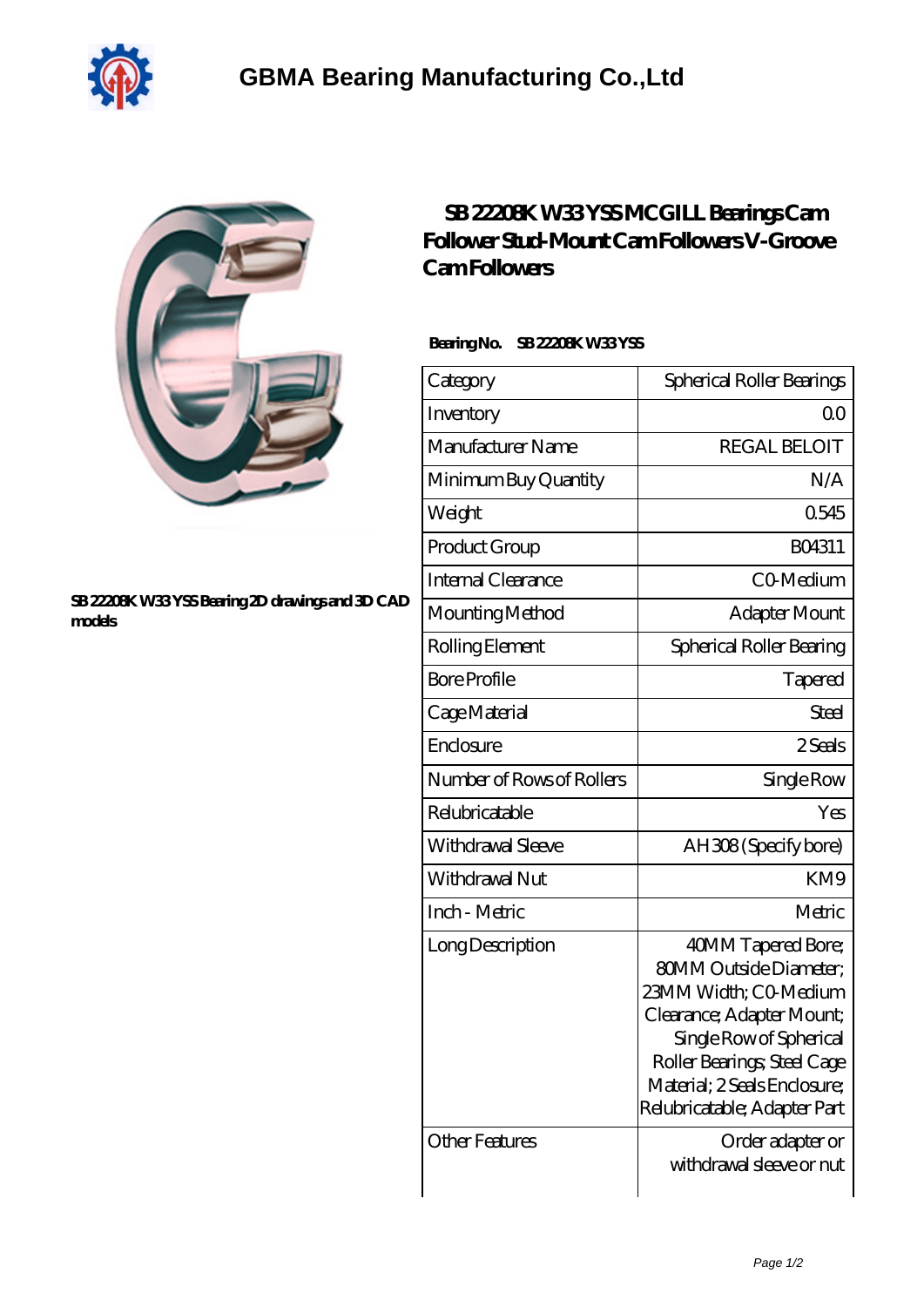# GBMA Bearing Manufacturing Co.,Ltd

## SB 22208K W33 YSS MCGILL Bearings Cam Follower Stud-Mount Cam Followers V-Groove Cam Followers

SB 22208K W33 YSS Bearing 2D drawings and 3D CAD models

**Bearing No.** SB 22208K W33 YSS

| Category | Spherical Roller Bearings |
|---|---|
| Inventory | 0.0 |
| Manufacturer Name | REGAL BELOIT |
| Minimum Buy Quantity | N/A |
| Weight | 0.545 |
| Product Group | B04311 |
| Internal Clearance | C0-Medium |
| Mounting Method | Adapter Mount |
| Rolling Element | Spherical Roller Bearing |
| Bore Profile | Tapered |
| Cage Material | Steel |
| Enclosure | 2 Seals |
| Number of Rows of Rollers | Single Row |
| Relubricatable | Yes |
| Withdrawal Sleeve | AH308 (Specify bore) |
| Withdrawal Nut | KM9 |
| Inch - Metric | Metric |
| Long Description | 40MM Tapered Bore; 80MM Outside Diameter; 23MM Width; C0-Medium Clearance; Adapter Mount; Single Row of Spherical Roller Bearings; Steel Cage Material; 2 Seals Enclosure; Relubricatable; Adapter Part |
| Other Features | Order adapter or withdrawal sleeve or nut |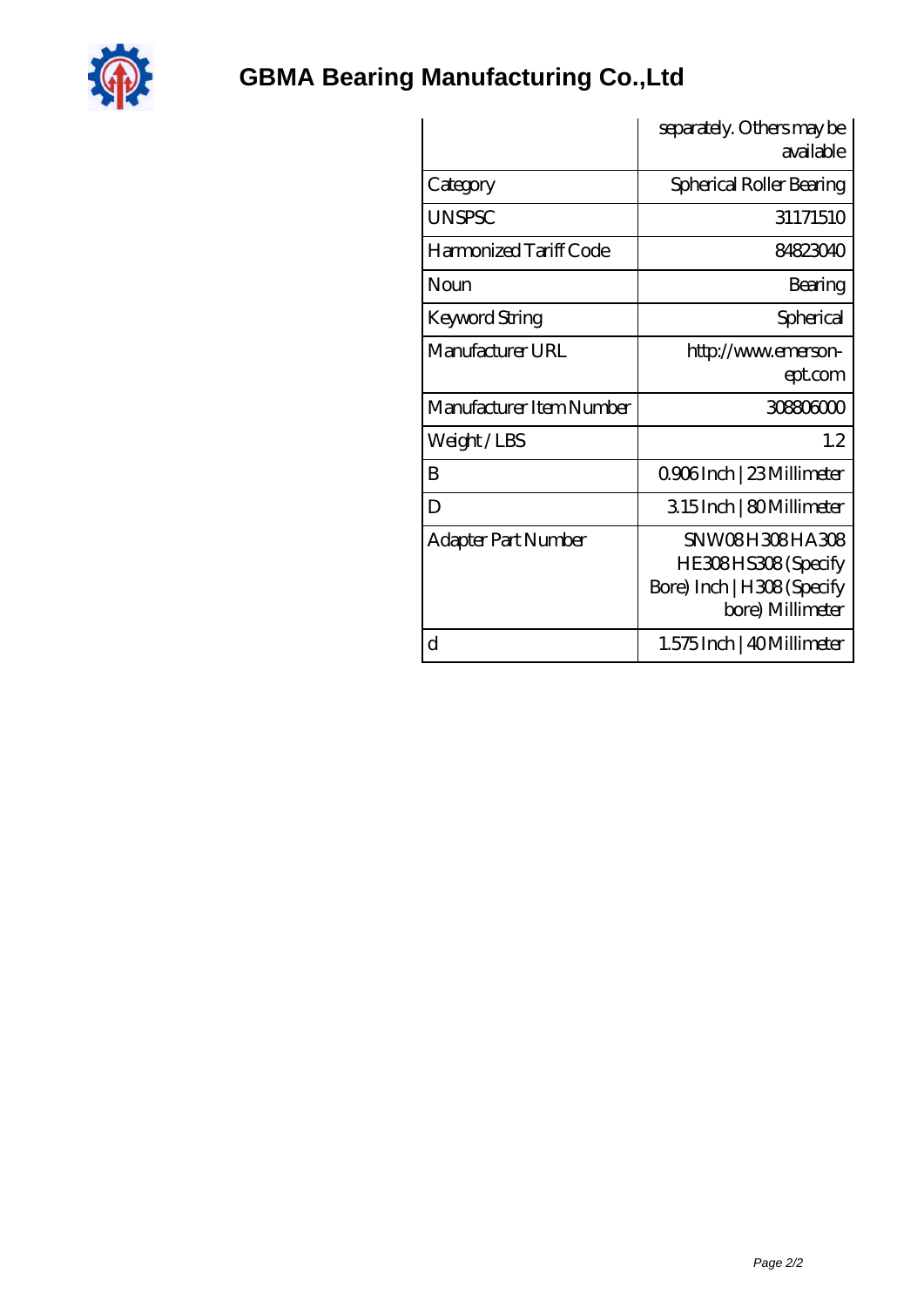# GBMA Bearing Manufacturing Co.,Ltd

| | |
|---|---|
| | separately. Others may be available |
| Category | Spherical Roller Bearing |
| UNSPSC | 31171510 |
| Harmonized Tariff Code | 84823040 |
| Noun | Bearing |
| Keyword String | Spherical |
| Manufacturer URL | http://www.emerson-ept.com |
| Manufacturer Item Number | 308806000 |
| Weight / LBS | 1.2 |
| B | 0.906 Inch \| 23 Millimeter |
| D | 3.15 Inch \| 80 Millimeter |
| Adapter Part Number | SNW08 H308 HA308 HE308 HS308 (Specify Bore) Inch \| H308 (Specify bore) Millimeter |
| d | 1.575 Inch \| 40 Millimeter |